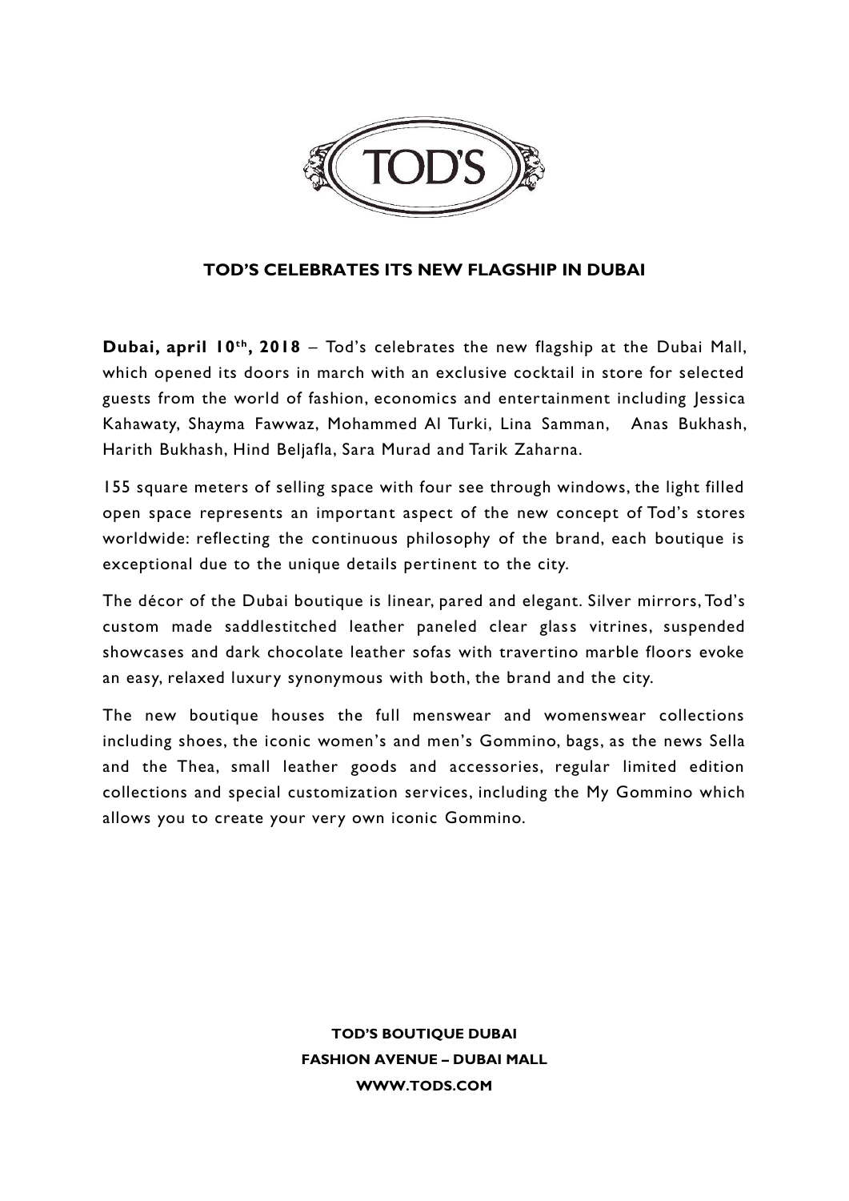# TOD'S CELEBRATES ITS NEW FLAGSHIP IN DUBAI

**Dubai, april 10th, 2018** – Tod's celebrates the new flagship at the Dubai Mall, which opened its doors in march with an exclusive cocktail in store for selected guests from the world of fashion, economics and entertainment including Jessica Kahawaty, Shayma Fawwaz, Mohammed Al Turki, Lina Samman, Anas Bukhash, Harith Bukhash, Hind Beljafla, Sara Murad and Tarik Zaharna.

155 square meters of selling space with four see through windows, the light filled open space represents an important aspect of the new concept of Tod's stores worldwide: reflecting the continuous philosophy of the brand, each boutique is exceptional due to the unique details pertinent to the city.

The décor of the Dubai boutique is linear, pared and elegant. Silver mirrors, Tod's custom made saddlestitched leather paneled clear glass vitrines, suspended showcases and dark chocolate leather sofas with travertino marble floors evoke an easy, relaxed luxury synonymous with both, the brand and the city.

The new boutique houses the full menswear and womenswear collections including shoes, the iconic women's and men's Gommino, bags, as the news Sella and the Thea, small leather goods and accessories, regular limited edition collections and special customization services, including the My Gommino which allows you to create your very own iconic Gommino.

**TOD'S BOUTIQUE DUBAI**
**FASHION AVENUE – DUBAI MALL**
**WWW.TODS.COM**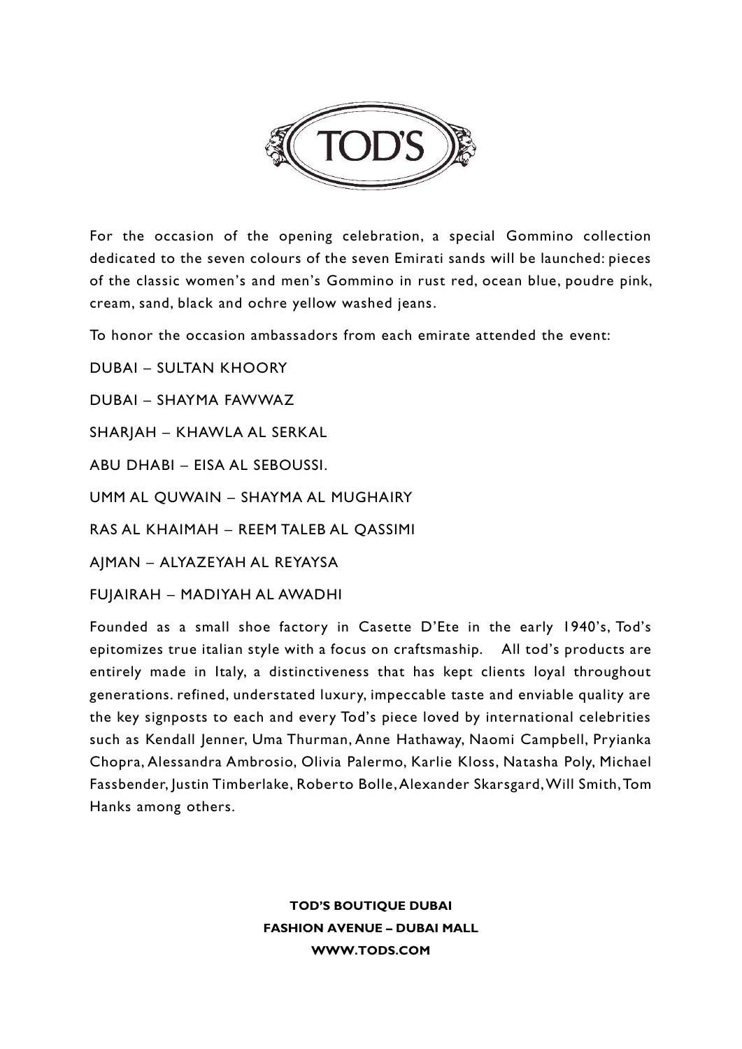For the occasion of the opening celebration, a special Gommino collection dedicated to the seven colours of the seven Emirati sands will be launched: pieces of the classic women's and men's Gommino in rust red, ocean blue, poudre pink, cream, sand, black and ochre yellow washed jeans.

To honor the occasion ambassadors from each emirate attended the event:

DUBAI – SULTAN KHOORY

DUBAI – SHAYMA FAWWAZ

SHARJAH – KHAWLA AL SERKAL

ABU DHABI – EISA AL SEBOUSSI.

UMM AL QUWAIN – SHAYMA AL MUGHAIRY

RAS AL KHAIMAH – REEM TALEB AL QASSIMI

AJMAN – ALYAZEYAH AL REYAYSA

FUJAIRAH – MADIYAH AL AWADHI

Founded as a small shoe factory in Casette D'Ete in the early 1940's, Tod's epitomizes true italian style with a focus on craftsmaship. All tod's products are entirely made in Italy, a distinctiveness that has kept clients loyal throughout generations. refined, understated luxury, impeccable taste and enviable quality are the key signposts to each and every Tod's piece loved by international celebrities such as Kendall Jenner, Uma Thurman, Anne Hathaway, Naomi Campbell, Pryianka Chopra, Alessandra Ambrosio, Olivia Palermo, Karlie Kloss, Natasha Poly, Michael Fassbender, Justin Timberlake, Roberto Bolle, Alexander Skarsgard, Will Smith, Tom Hanks among others.

**TOD'S BOUTIQUE DUBAI**
**FASHION AVENUE – DUBAI MALL**
**WWW.TODS.COM**